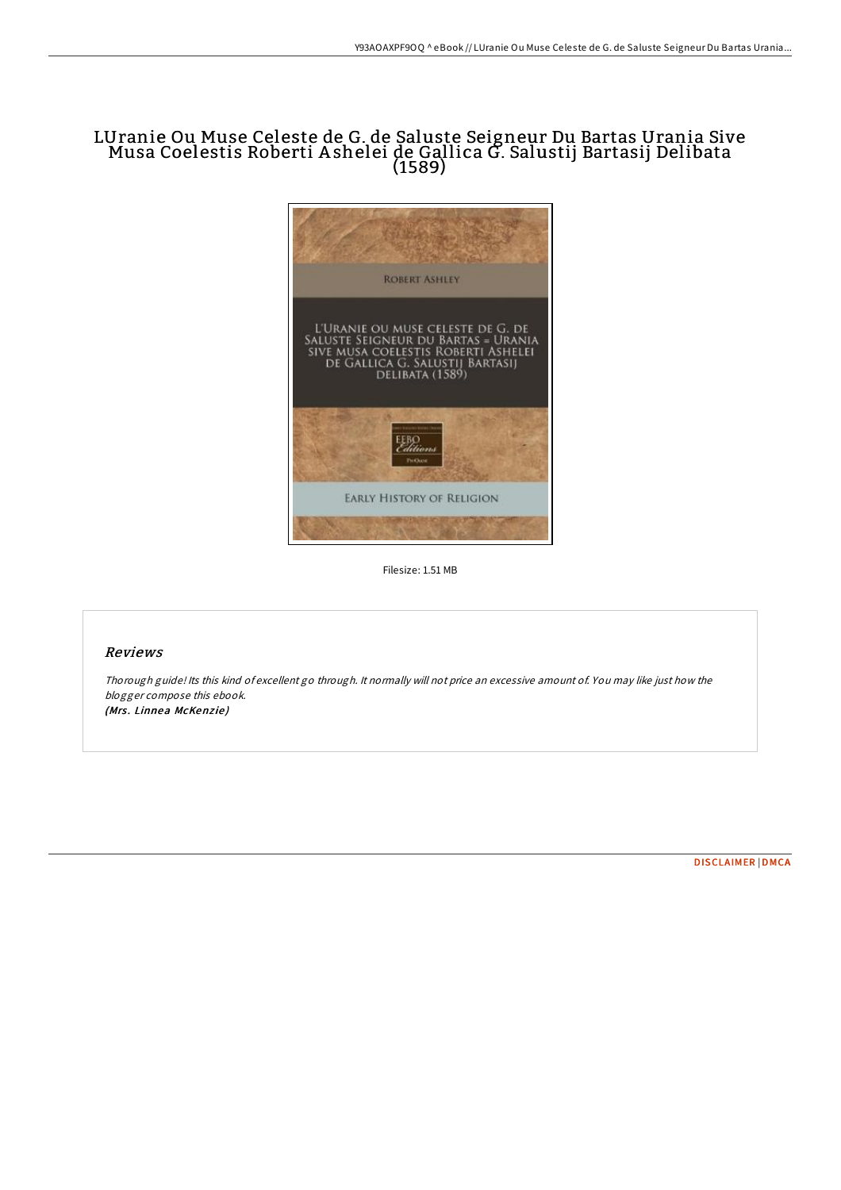# LUranie Ou Muse Celeste de G. de Saluste Seigneur Du Bartas Urania Sive Musa Coelestis Roberti Ashelei de Gallica G. Salustij Bartasij Delibata (1589)

Filesize: 1.51 MB

## Reviews

*Thorough guide! Its this kind of excellent go through. It normally will not price an excessive amount of. You may like just how the blogger compose this ebook.*
***(Mrs. Linnea McKenzie)***

DISCLAIMER | DMCA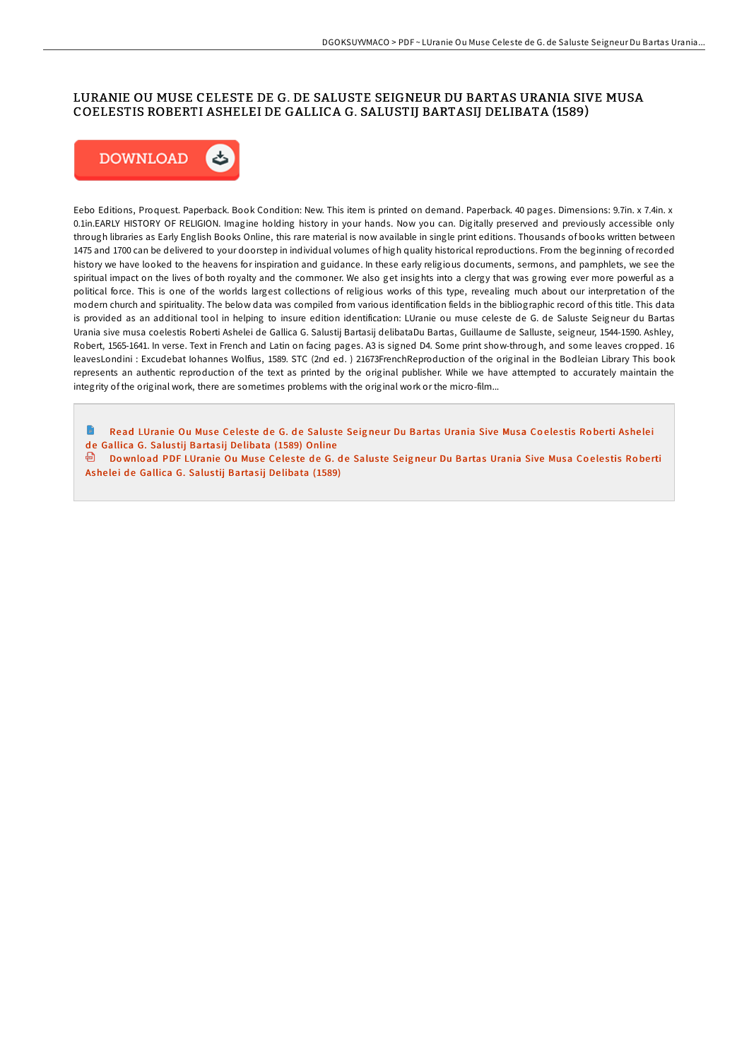# LURANIE OU MUSE CELESTE DE G. DE SALUSTE SEIGNEUR DU BARTAS URANIA SIVE MUSA COELESTIS ROBERTI ASHELEI DE GALLICA G. SALUSTIJ BARTASIJ DELIBATA (1589)

DOWNLOAD

Eebo Editions, Proquest. Paperback. Book Condition: New. This item is printed on demand. Paperback. 40 pages. Dimensions: 9.7in. x 7.4in. x 0.1in.EARLY HISTORY OF RELIGION. Imagine holding history in your hands. Now you can. Digitally preserved and previously accessible only through libraries as Early English Books Online, this rare material is now available in single print editions. Thousands of books written between 1475 and 1700 can be delivered to your doorstep in individual volumes of high quality historical reproductions. From the beginning of recorded history we have looked to the heavens for inspiration and guidance. In these early religious documents, sermons, and pamphlets, we see the spiritual impact on the lives of both royalty and the commoner. We also get insights into a clergy that was growing ever more powerful as a political force. This is one of the worlds largest collections of religious works of this type, revealing much about our interpretation of the modern church and spirituality. The below data was compiled from various identification fields in the bibliographic record of this title. This data is provided as an additional tool in helping to insure edition identification: LUranie ou muse celeste de G. de Saluste Seigneur du Bartas Urania sive musa coelestis Roberti Ashelei de Gallica G. Salustij Bartasij delibataDu Bartas, Guillaume de Salluste, seigneur, 1544-1590. Ashley, Robert, 1565-1641. In verse. Text in French and Latin on facing pages. A3 is signed D4. Some print show-through, and some leaves cropped. 16 leavesLondini : Excudebat Iohannes Wolfius, 1589. STC (2nd ed. ) 21673FrenchReproduction of the original in the Bodleian Library This book represents an authentic reproduction of the text as printed by the original publisher. While we have attempted to accurately maintain the integrity of the original work, there are sometimes problems with the original work or the micro-film...

Read LUranie Ou Muse Celeste de G. de Saluste Seigneur Du Bartas Urania Sive Musa Coelestis Roberti Ashelei de Gallica G. Salustij Bartasij Delibata (1589) Online

Download PDF LUranie Ou Muse Celeste de G. de Saluste Seigneur Du Bartas Urania Sive Musa Coelestis Roberti Ashelei de Gallica G. Salustij Bartasij Delibata (1589)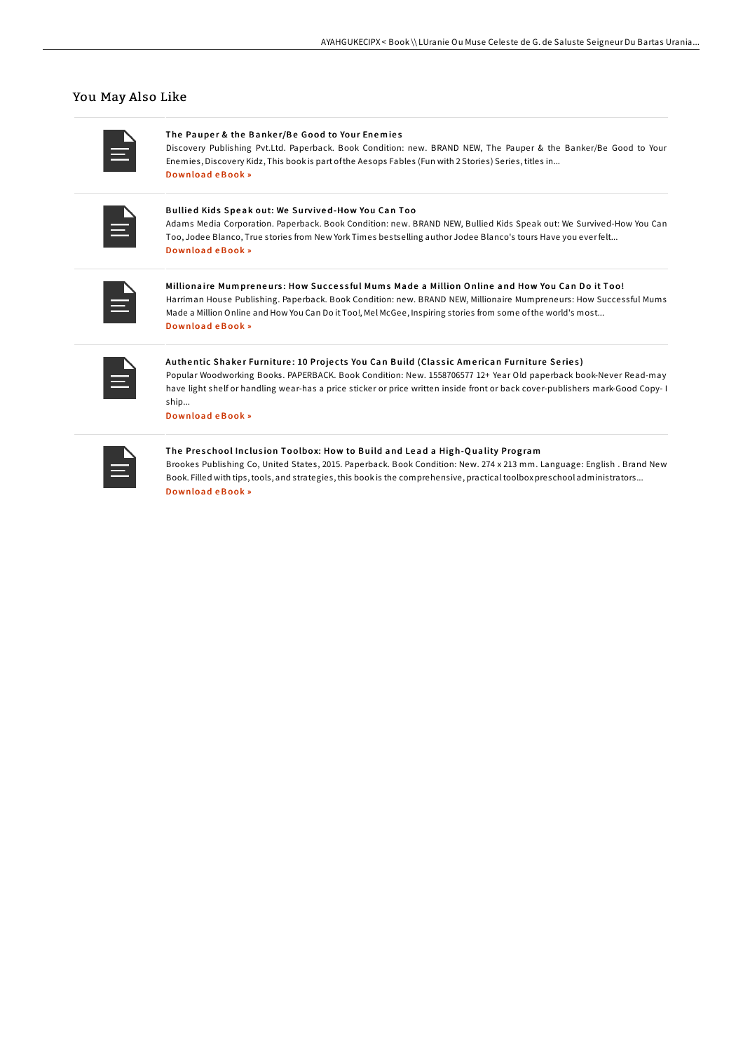## You May Also Like

**The Pauper & the Banker/Be Good to Your Enemies**

Discovery Publishing Pvt.Ltd. Paperback. Book Condition: new. BRAND NEW, The Pauper & the Banker/Be Good to Your Enemies, Discovery Kidz, This book is part of the Aesops Fables (Fun with 2 Stories) Series, titles in...

Download eBook »

**Bullied Kids Speak out: We Survived-How You Can Too**

Adams Media Corporation. Paperback. Book Condition: new. BRAND NEW, Bullied Kids Speak out: We Survived-How You Can Too, Jodee Blanco, True stories from New York Times bestselling author Jodee Blanco's tours Have you ever felt...

Download eBook »

**Millionaire Mumpreneurs: How Successful Mums Made a Million Online and How You Can Do it Too!**

Harriman House Publishing. Paperback. Book Condition: new. BRAND NEW, Millionaire Mumpreneurs: How Successful Mums Made a Million Online and How You Can Do it Too!, Mel McGee, Inspiring stories from some of the world's most...

Download eBook »

**Authentic Shaker Furniture: 10 Projects You Can Build (Classic American Furniture Series)**

Popular Woodworking Books. PAPERBACK. Book Condition: New. 1558706577 12+ Year Old paperback book-Never Read-may have light shelf or handling wear-has a price sticker or price written inside front or back cover-publishers mark-Good Copy- I ship...

Download eBook »

**The Preschool Inclusion Toolbox: How to Build and Lead a High-Quality Program**

Brookes Publishing Co, United States, 2015. Paperback. Book Condition: New. 274 x 213 mm. Language: English . Brand New Book. Filled with tips, tools, and strategies, this book is the comprehensive, practical toolbox preschool administrators...

Download eBook »